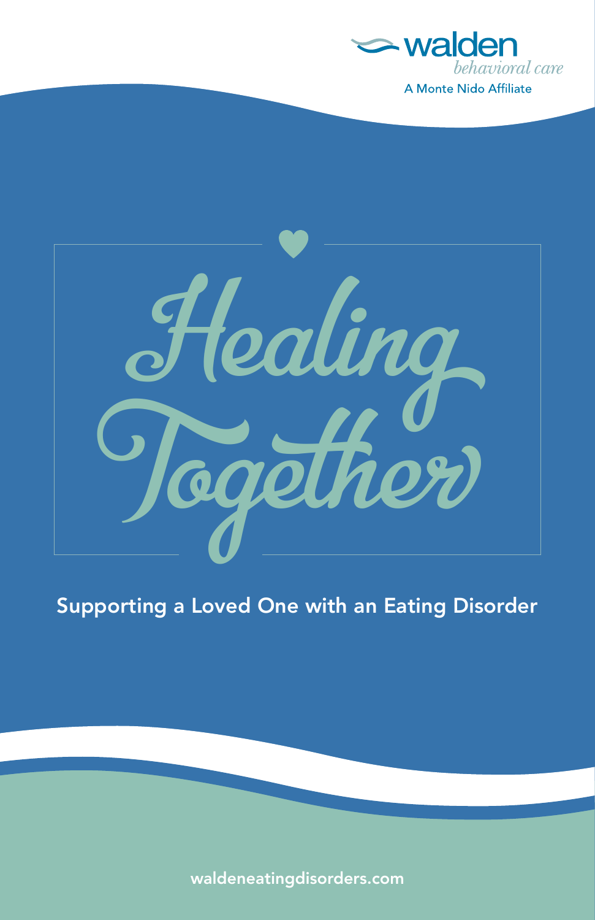walden
*behavioral care*
A Monte Nido Affiliate

# Healing Together

## Supporting a Loved One with an Eating Disorder

waldeneatingdisorders.com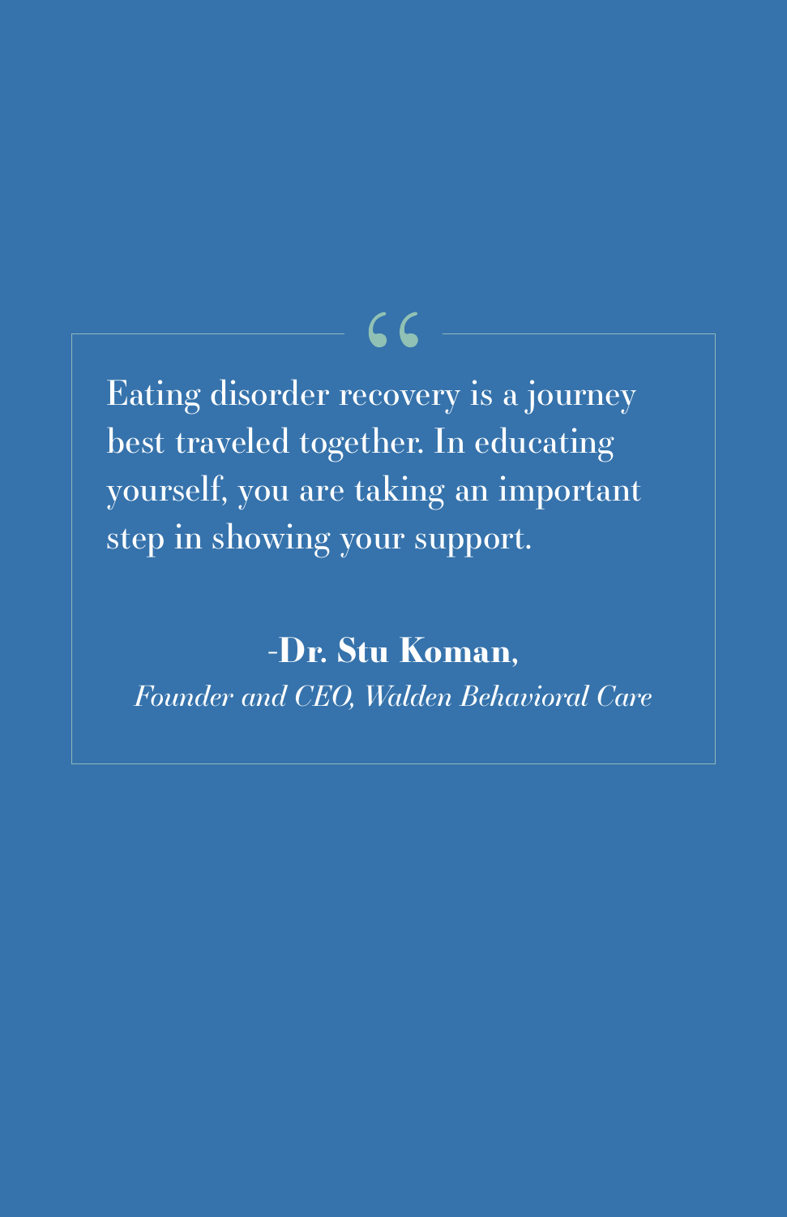> Eating disorder recovery is a journey best traveled together. In educating yourself, you are taking an important step in showing your support.
>
> -**Dr. Stu Koman,**
> *Founder and CEO, Walden Behavioral Care*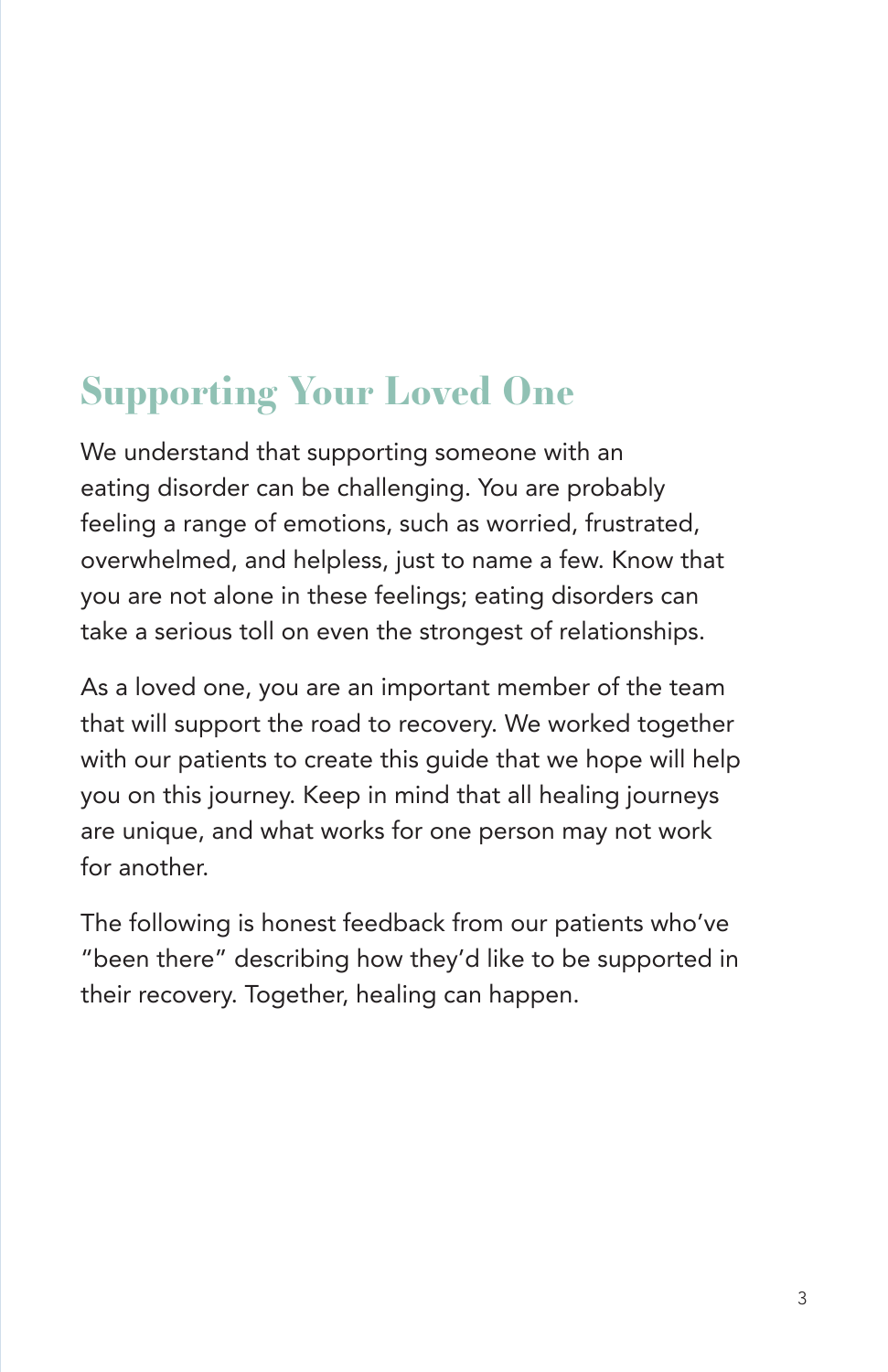## Supporting Your Loved One

We understand that supporting someone with an eating disorder can be challenging. You are probably feeling a range of emotions, such as worried, frustrated, overwhelmed, and helpless, just to name a few. Know that you are not alone in these feelings; eating disorders can take a serious toll on even the strongest of relationships.

As a loved one, you are an important member of the team that will support the road to recovery. We worked together with our patients to create this guide that we hope will help you on this journey. Keep in mind that all healing journeys are unique, and what works for one person may not work for another.

The following is honest feedback from our patients who've "been there" describing how they'd like to be supported in their recovery. Together, healing can happen.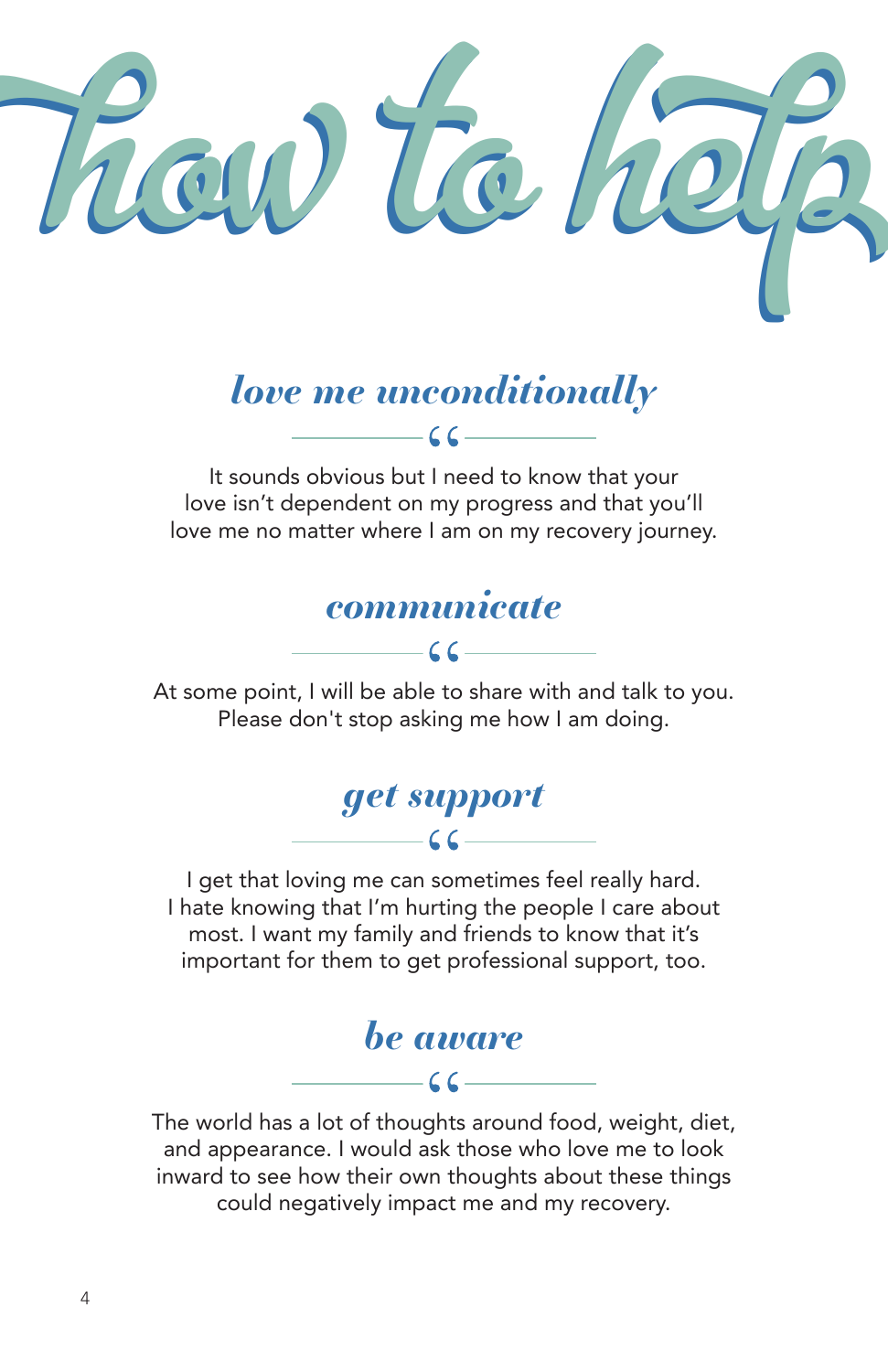# how to help

## *love me unconditionally*

It sounds obvious but I need to know that your love isn't dependent on my progress and that you'll love me no matter where I am on my recovery journey.

## *communicate*

At some point, I will be able to share with and talk to you. Please don't stop asking me how I am doing.

## *get support*

I get that loving me can sometimes feel really hard. I hate knowing that I'm hurting the people I care about most. I want my family and friends to know that it's important for them to get professional support, too.

## *be aware*

The world has a lot of thoughts around food, weight, diet, and appearance. I would ask those who love me to look inward to see how their own thoughts about these things could negatively impact me and my recovery.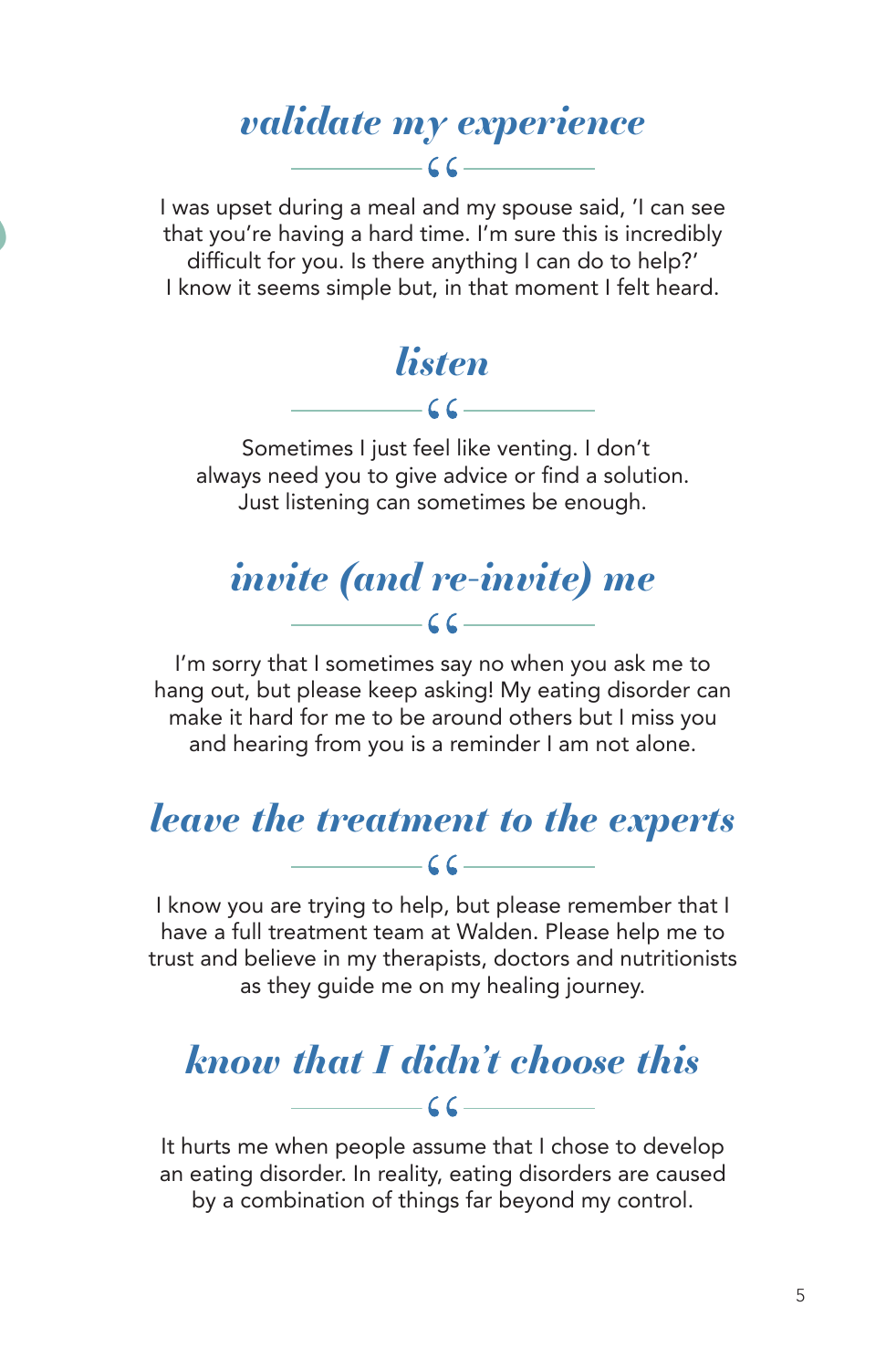## *validate my experience*

I was upset during a meal and my spouse said, 'I can see that you're having a hard time. I'm sure this is incredibly difficult for you. Is there anything I can do to help?' I know it seems simple but, in that moment I felt heard.

## *listen*

Sometimes I just feel like venting. I don't always need you to give advice or find a solution. Just listening can sometimes be enough.

## *invite (and re-invite) me*

I'm sorry that I sometimes say no when you ask me to hang out, but please keep asking! My eating disorder can make it hard for me to be around others but I miss you and hearing from you is a reminder I am not alone.

## *leave the treatment to the experts*

I know you are trying to help, but please remember that I have a full treatment team at Walden. Please help me to trust and believe in my therapists, doctors and nutritionists as they guide me on my healing journey.

## *know that I didn't choose this*

It hurts me when people assume that I chose to develop an eating disorder. In reality, eating disorders are caused by a combination of things far beyond my control.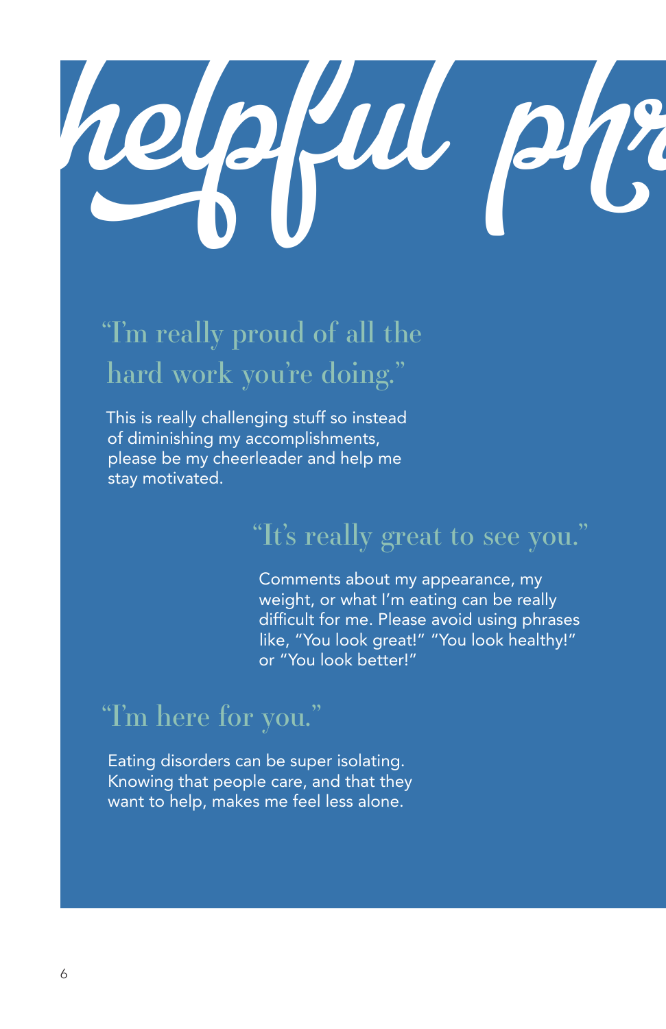# helpful phr

## "I'm really proud of all the hard work you're doing."

This is really challenging stuff so instead of diminishing my accomplishments, please be my cheerleader and help me stay motivated.

## "It's really great to see you."

Comments about my appearance, my weight, or what I'm eating can be really difficult for me. Please avoid using phrases like, "You look great!" "You look healthy!" or "You look better!"

## "I'm here for you."

Eating disorders can be super isolating. Knowing that people care, and that they want to help, makes me feel less alone.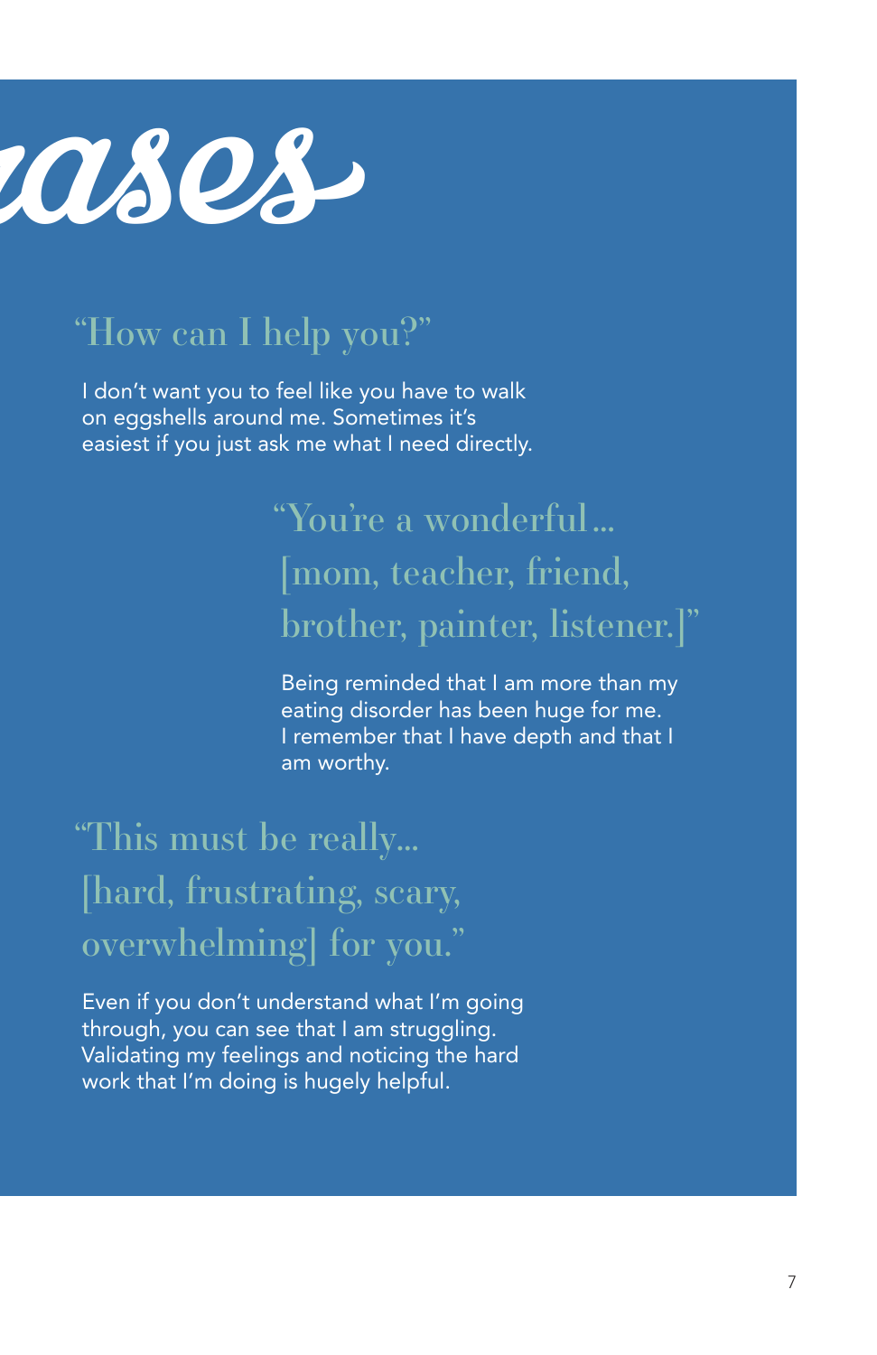# ...ases

## "How can I help you?"

I don't want you to feel like you have to walk on eggshells around me. Sometimes it's easiest if you just ask me what I need directly.

## "You're a wonderful... [mom, teacher, friend, brother, painter, listener.]"

Being reminded that I am more than my eating disorder has been huge for me. I remember that I have depth and that I am worthy.

## "This must be really... [hard, frustrating, scary, overwhelming] for you."

Even if you don't understand what I'm going through, you can see that I am struggling. Validating my feelings and noticing the hard work that I'm doing is hugely helpful.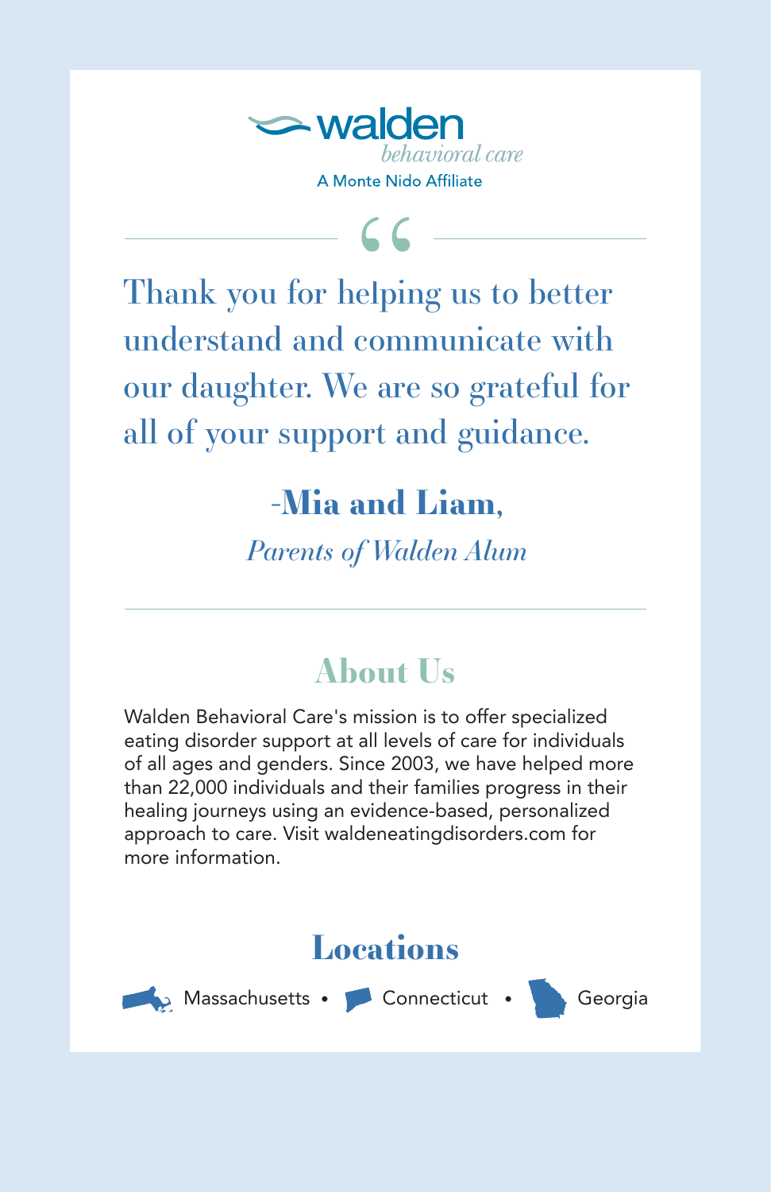walden
behavioral care
A Monte Nido Affiliate

> Thank you for helping us to better understand and communicate with our daughter. We are so grateful for all of your support and guidance.

**-Mia and Liam,**

*Parents of Walden Alum*

## About Us

Walden Behavioral Care's mission is to offer specialized eating disorder support at all levels of care for individuals of all ages and genders. Since 2003, we have helped more than 22,000 individuals and their families progress in their healing journeys using an evidence-based, personalized approach to care. Visit waldeneatingdisorders.com for more information.

## Locations

Massachusetts • Connecticut • Georgia